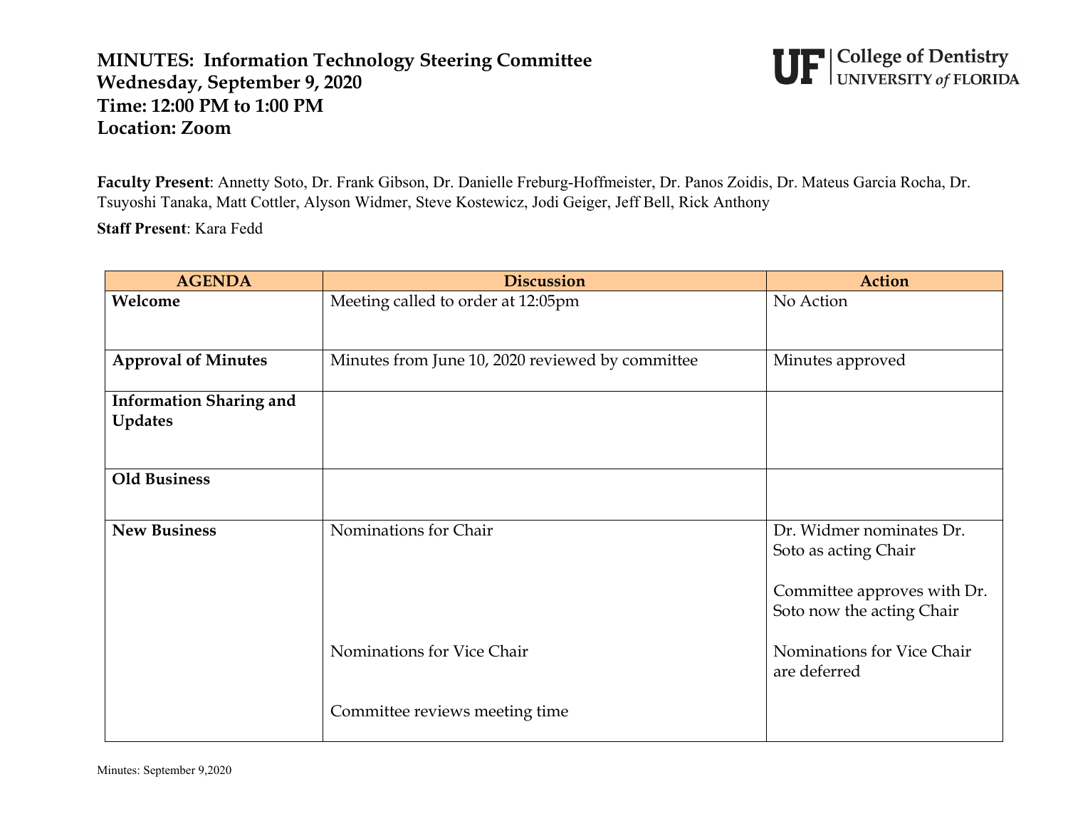# MINUTES: Information Technology Steering Committee
## Wednesday, September 9, 2020
## Time: 12:00 PM to 1:00 PM
## Location: Zoom

**UF | College of Dentistry**
**UNIVERSITY *of* FLORIDA**

**Faculty Present**: Annetty Soto, Dr. Frank Gibson, Dr. Danielle Freburg-Hoffmeister, Dr. Panos Zoidis, Dr. Mateus Garcia Rocha, Dr. Tsuyoshi Tanaka, Matt Cottler, Alyson Widmer, Steve Kostewicz, Jodi Geiger, Jeff Bell, Rick Anthony

**Staff Present**: Kara Fedd

| AGENDA | Discussion | Action |
|---|---|---|
| **Welcome** | Meeting called to order at 12:05pm | No Action |
| **Approval of Minutes** | Minutes from June 10, 2020 reviewed by committee | Minutes approved |
| **Information Sharing and Updates** | | |
| **Old Business** | | |
| **New Business** | Nominations for Chair | Dr. Widmer nominates Dr. Soto as acting Chair<br><br>Committee approves with Dr. Soto now the acting Chair |
| | Nominations for Vice Chair | Nominations for Vice Chair are deferred |
| | Committee reviews meeting time | |

Minutes: September 9,2020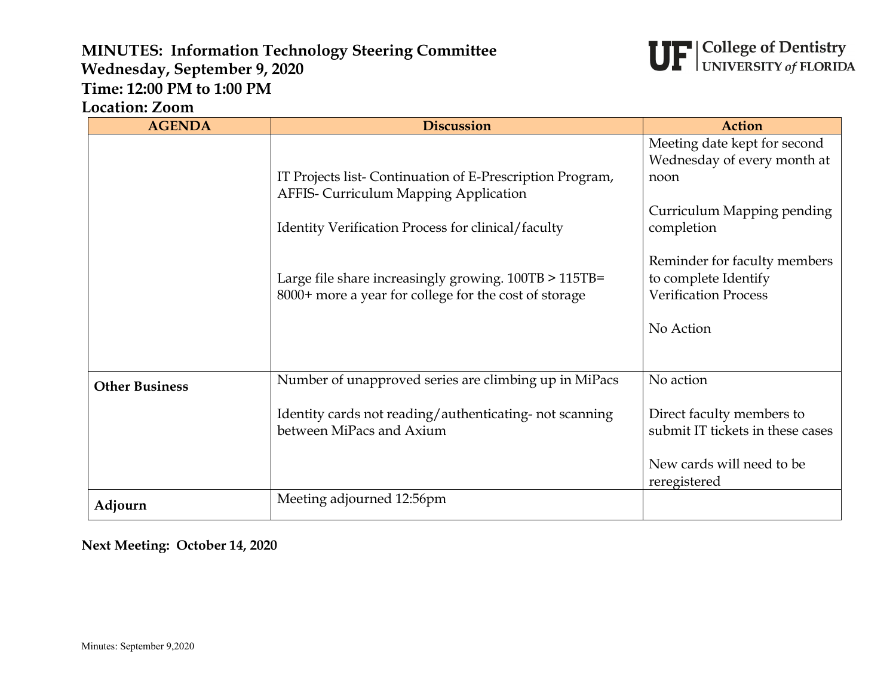**MINUTES: Information Technology Steering Committee**
**Wednesday, September 9, 2020**
**Time: 12:00 PM to 1:00 PM**
**Location: Zoom**

| AGENDA | Discussion | Action |
|---|---|---|
| | IT Projects list- Continuation of E-Prescription Program, AFFIS- Curriculum Mapping Application<br><br>Identity Verification Process for clinical/faculty<br><br>Large file share increasingly growing. 100TB > 115TB= 8000+ more a year for college for the cost of storage | Meeting date kept for second Wednesday of every month at noon<br><br>Curriculum Mapping pending completion<br><br>Reminder for faculty members to complete Identify Verification Process<br><br>No Action |
| **Other Business** | Number of unapproved series are climbing up in MiPacs<br><br>Identity cards not reading/authenticating- not scanning between MiPacs and Axium | No action<br><br>Direct faculty members to submit IT tickets in these cases<br><br>New cards will need to be reregistered |
| **Adjourn** | Meeting adjourned 12:56pm | |

**Next Meeting: October 14, 2020**

Minutes: September 9,2020